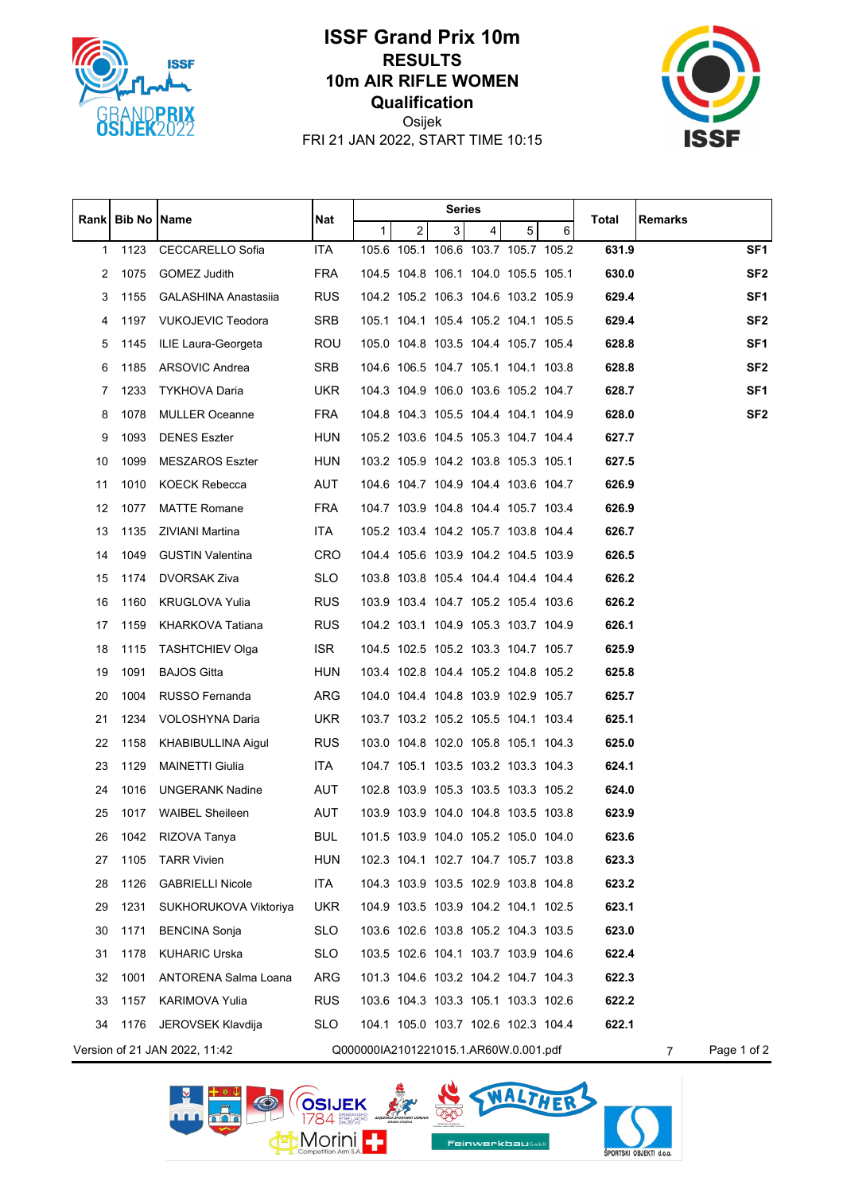# ISSF Grand Prix 10m

## RESULTS

## 10m AIR RIFLE WOMEN

## Qualification

Osijek

FRI 21 JAN 2022, START TIME 10:15

| Rank | Bib No | Name | Nat | Series | | | | | | Total | Remarks |
|---|---|---|---|---|---|---|---|---|---|---|---|
| | | | | 1 | 2 | 3 | 4 | 5 | 6 | | |
| 1 | 1123 | CECCARELLO Sofia | ITA | 105.6 | 105.1 | 106.6 | 103.7 | 105.7 | 105.2 | 631.9 | SF1 |
| 2 | 1075 | GOMEZ Judith | FRA | 104.5 | 104.8 | 106.1 | 104.0 | 105.5 | 105.1 | 630.0 | SF2 |
| 3 | 1155 | GALASHINA Anastasiia | RUS | 104.2 | 105.2 | 106.3 | 104.6 | 103.2 | 105.9 | 629.4 | SF1 |
| 4 | 1197 | VUKOJEVIC Teodora | SRB | 105.1 | 104.1 | 105.4 | 105.2 | 104.1 | 105.5 | 629.4 | SF2 |
| 5 | 1145 | ILIE Laura-Georgeta | ROU | 105.0 | 104.8 | 103.5 | 104.4 | 105.7 | 105.4 | 628.8 | SF1 |
| 6 | 1185 | ARSOVIC Andrea | SRB | 104.6 | 106.5 | 104.7 | 105.1 | 104.1 | 103.8 | 628.8 | SF2 |
| 7 | 1233 | TYKHOVA Daria | UKR | 104.3 | 104.9 | 106.0 | 103.6 | 105.2 | 104.7 | 628.7 | SF1 |
| 8 | 1078 | MULLER Oceanne | FRA | 104.8 | 104.3 | 105.5 | 104.4 | 104.1 | 104.9 | 628.0 | SF2 |
| 9 | 1093 | DENES Eszter | HUN | 105.2 | 103.6 | 104.5 | 105.3 | 104.7 | 104.4 | 627.7 | |
| 10 | 1099 | MESZAROS Eszter | HUN | 103.2 | 105.9 | 104.2 | 103.8 | 105.3 | 105.1 | 627.5 | |
| 11 | 1010 | KOECK Rebecca | AUT | 104.6 | 104.7 | 104.9 | 104.4 | 103.6 | 104.7 | 626.9 | |
| 12 | 1077 | MATTE Romane | FRA | 104.7 | 103.9 | 104.8 | 104.4 | 105.7 | 103.4 | 626.9 | |
| 13 | 1135 | ZIVIANI Martina | ITA | 105.2 | 103.4 | 104.2 | 105.7 | 103.8 | 104.4 | 626.7 | |
| 14 | 1049 | GUSTIN Valentina | CRO | 104.4 | 105.6 | 103.9 | 104.2 | 104.5 | 103.9 | 626.5 | |
| 15 | 1174 | DVORSAK Ziva | SLO | 103.8 | 103.8 | 105.4 | 104.4 | 104.4 | 104.4 | 626.2 | |
| 16 | 1160 | KRUGLOVA Yulia | RUS | 103.9 | 103.4 | 104.7 | 105.2 | 105.4 | 103.6 | 626.2 | |
| 17 | 1159 | KHARKOVA Tatiana | RUS | 104.2 | 103.1 | 104.9 | 105.3 | 103.7 | 104.9 | 626.1 | |
| 18 | 1115 | TASHTCHIEV Olga | ISR | 104.5 | 102.5 | 105.2 | 103.3 | 104.7 | 105.7 | 625.9 | |
| 19 | 1091 | BAJOS Gitta | HUN | 103.4 | 102.8 | 104.4 | 105.2 | 104.8 | 105.2 | 625.8 | |
| 20 | 1004 | RUSSO Fernanda | ARG | 104.0 | 104.4 | 104.8 | 103.9 | 102.9 | 105.7 | 625.7 | |
| 21 | 1234 | VOLOSHYNA Daria | UKR | 103.7 | 103.2 | 105.2 | 105.5 | 104.1 | 103.4 | 625.1 | |
| 22 | 1158 | KHABIBULLINA Aigul | RUS | 103.0 | 104.8 | 102.0 | 105.8 | 105.1 | 104.3 | 625.0 | |
| 23 | 1129 | MAINETTI Giulia | ITA | 104.7 | 105.1 | 103.5 | 103.2 | 103.3 | 104.3 | 624.1 | |
| 24 | 1016 | UNGERANK Nadine | AUT | 102.8 | 103.9 | 105.3 | 103.5 | 103.3 | 105.2 | 624.0 | |
| 25 | 1017 | WAIBEL Sheileen | AUT | 103.9 | 103.9 | 104.0 | 104.8 | 103.5 | 103.8 | 623.9 | |
| 26 | 1042 | RIZOVA Tanya | BUL | 101.5 | 103.9 | 104.0 | 105.2 | 105.0 | 104.0 | 623.6 | |
| 27 | 1105 | TARR Vivien | HUN | 102.3 | 104.1 | 102.7 | 104.7 | 105.7 | 103.8 | 623.3 | |
| 28 | 1126 | GABRIELLI Nicole | ITA | 104.3 | 103.9 | 103.5 | 102.9 | 103.8 | 104.8 | 623.2 | |
| 29 | 1231 | SUKHORUKOVA Viktoriya | UKR | 104.9 | 103.5 | 103.9 | 104.2 | 104.1 | 102.5 | 623.1 | |
| 30 | 1171 | BENCINA Sonja | SLO | 103.6 | 102.6 | 103.8 | 105.2 | 104.3 | 103.5 | 623.0 | |
| 31 | 1178 | KUHARIC Urska | SLO | 103.5 | 102.6 | 104.1 | 103.7 | 103.9 | 104.6 | 622.4 | |
| 32 | 1001 | ANTORENA Salma Loana | ARG | 101.3 | 104.6 | 103.2 | 104.2 | 104.7 | 104.3 | 622.3 | |
| 33 | 1157 | KARIMOVA Yulia | RUS | 103.6 | 104.3 | 103.3 | 105.1 | 103.3 | 102.6 | 622.2 | |
| 34 | 1176 | JEROVSEK Klavdija | SLO | 104.1 | 105.0 | 103.7 | 102.6 | 102.3 | 104.4 | 622.1 | |

Version of 21 JAN 2022, 11:42 Q000000IA2101221015.1.AR60W.0.001.pdf 7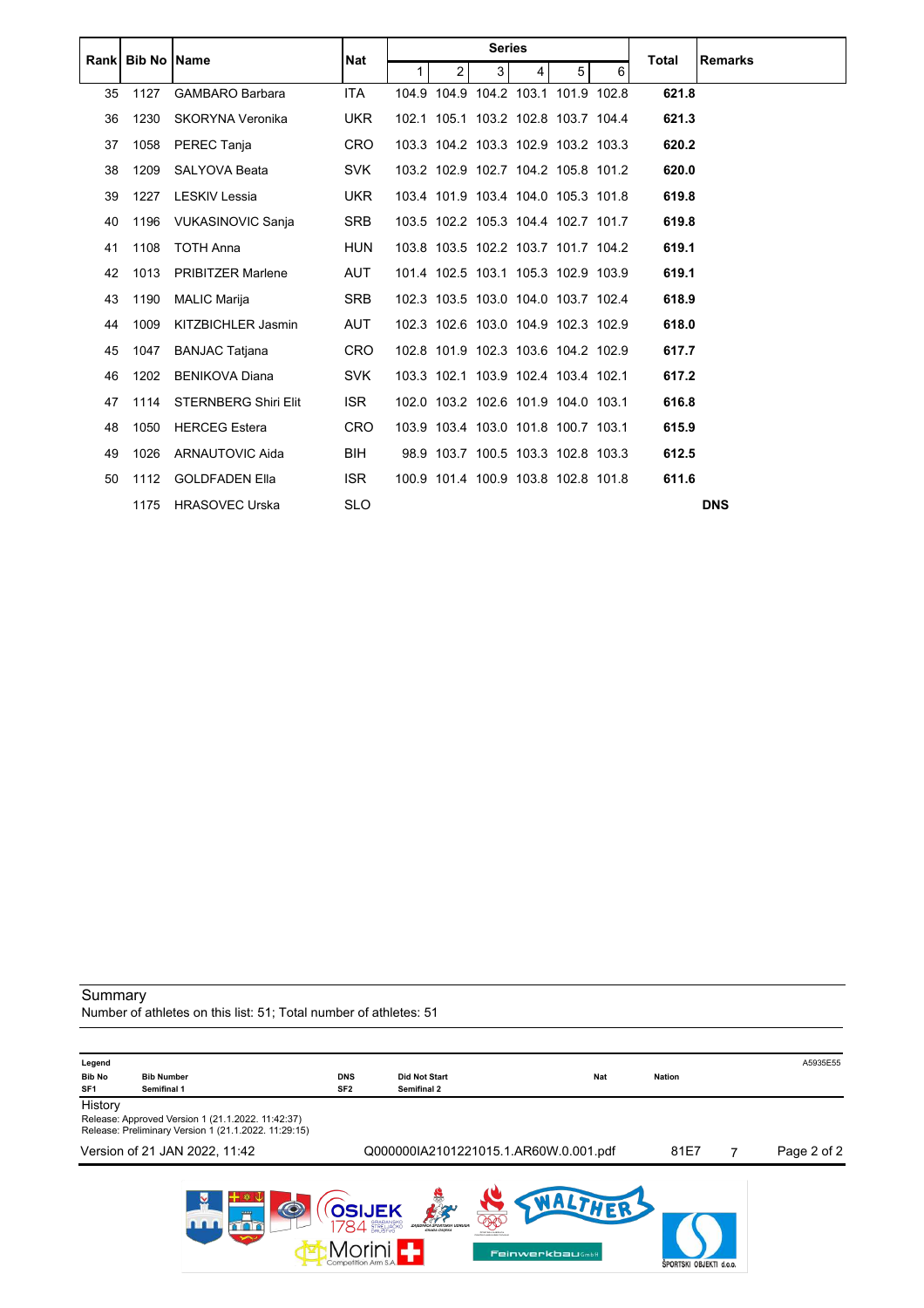| Rank | Bib No | Name | Nat | Series | | | | | | Total | Remarks |
|---|---|---|---|---|---|---|---|---|---|---|---|
| | | | | 1 | 2 | 3 | 4 | 5 | 6 | | |
| 35 | 1127 | GAMBARO Barbara | ITA | 104.9 | 104.9 | 104.2 | 103.1 | 101.9 | 102.8 | **621.8** | |
| 36 | 1230 | SKORYNA Veronika | UKR | 102.1 | 105.1 | 103.2 | 102.8 | 103.7 | 104.4 | **621.3** | |
| 37 | 1058 | PEREC Tanja | CRO | 103.3 | 104.2 | 103.3 | 102.9 | 103.2 | 103.3 | **620.2** | |
| 38 | 1209 | SALYOVA Beata | SVK | 103.2 | 102.9 | 102.7 | 104.2 | 105.8 | 101.2 | **620.0** | |
| 39 | 1227 | LESKIV Lessia | UKR | 103.4 | 101.9 | 103.4 | 104.0 | 105.3 | 101.8 | **619.8** | |
| 40 | 1196 | VUKASINOVIC Sanja | SRB | 103.5 | 102.2 | 105.3 | 104.4 | 102.7 | 101.7 | **619.8** | |
| 41 | 1108 | TOTH Anna | HUN | 103.8 | 103.5 | 102.2 | 103.7 | 101.7 | 104.2 | **619.1** | |
| 42 | 1013 | PRIBITZER Marlene | AUT | 101.4 | 102.5 | 103.1 | 105.3 | 102.9 | 103.9 | **619.1** | |
| 43 | 1190 | MALIC Marija | SRB | 102.3 | 103.5 | 103.0 | 104.0 | 103.7 | 102.4 | **618.9** | |
| 44 | 1009 | KITZBICHLER Jasmin | AUT | 102.3 | 102.6 | 103.0 | 104.9 | 102.3 | 102.9 | **618.0** | |
| 45 | 1047 | BANJAC Tatjana | CRO | 102.8 | 101.9 | 102.3 | 103.6 | 104.2 | 102.9 | **617.7** | |
| 46 | 1202 | BENIKOVA Diana | SVK | 103.3 | 102.1 | 103.9 | 102.4 | 103.4 | 102.1 | **617.2** | |
| 47 | 1114 | STERNBERG Shiri Elit | ISR | 102.0 | 103.2 | 102.6 | 101.9 | 104.0 | 103.1 | **616.8** | |
| 48 | 1050 | HERCEG Estera | CRO | 103.9 | 103.4 | 103.0 | 101.8 | 100.7 | 103.1 | **615.9** | |
| 49 | 1026 | ARNAUTOVIC Aida | BIH | 98.9 | 103.7 | 100.5 | 103.3 | 102.8 | 103.3 | **612.5** | |
| 50 | 1112 | GOLDFADEN Ella | ISR | 100.9 | 101.4 | 100.9 | 103.8 | 102.8 | 101.8 | **611.6** | |
| | 1175 | HRASOVEC Urska | SLO | | | | | | | | **DNS** |

Summary

Number of athletes on this list: 51; Total number of athletes: 51

**Legend**

| | | | | | |
|---|---|---|---|---|---|
| **Bib No** | **Bib Number** | **DNS** | **Did Not Start** | **Nat** | **Nation** |
| **SF1** | **Semifinal 1** | **SF2** | **Semifinal 2** | | |

A5935E55

History

Release: Approved Version 1 (21.1.2022. 11:42:37)
Release: Preliminary Version 1 (21.1.2022. 11:29:15)

Version of 21 JAN 2022, 11:42 Q000000IA2101221015.1.AR60W.0.001.pdf 81E7 7